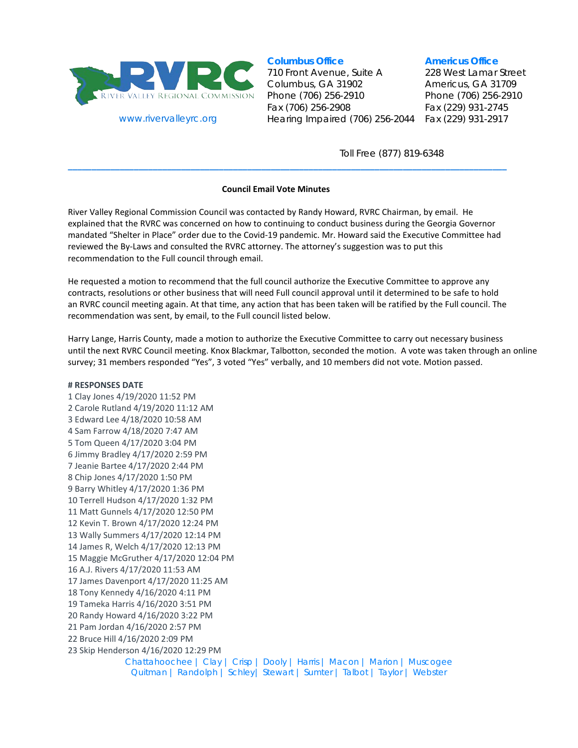RIVER VALLEY REGIONAL COMMISSION

www.rivervalleyrc.org

**Columbus Office**
710 Front Avenue, Suite A
Columbus, GA 31902
Phone (706) 256-2910
Fax (706) 256-2908
Hearing Impaired (706) 256-2044

**Americus Office**
228 West Lamar Street
Americus, GA 31709
Phone (706) 256-2910
Fax (229) 931-2745
Fax (229) 931-2917

Toll Free (877) 819-6348

---

**Council Email Vote Minutes**

River Valley Regional Commission Council was contacted by Randy Howard, RVRC Chairman, by email. He explained that the RVRC was concerned on how to continuing to conduct business during the Georgia Governor mandated "Shelter in Place" order due to the Covid-19 pandemic. Mr. Howard said the Executive Committee had reviewed the By-Laws and consulted the RVRC attorney. The attorney's suggestion was to put this recommendation to the Full council through email.

He requested a motion to recommend that the full council authorize the Executive Committee to approve any contracts, resolutions or other business that will need Full council approval until it determined to be safe to hold an RVRC council meeting again. At that time, any action that has been taken will be ratified by the Full council. The recommendation was sent, by email, to the Full council listed below.

Harry Lange, Harris County, made a motion to authorize the Executive Committee to carry out necessary business until the next RVRC Council meeting. Knox Blackmar, Talbotton, seconded the motion. A vote was taken through an online survey; 31 members responded "Yes", 3 voted "Yes" verbally, and 10 members did not vote. Motion passed.

**# RESPONSES DATE**

1 Clay Jones 4/19/2020 11:52 PM
2 Carole Rutland 4/19/2020 11:12 AM
3 Edward Lee 4/18/2020 10:58 AM
4 Sam Farrow 4/18/2020 7:47 AM
5 Tom Queen 4/17/2020 3:04 PM
6 Jimmy Bradley 4/17/2020 2:59 PM
7 Jeanie Bartee 4/17/2020 2:44 PM
8 Chip Jones 4/17/2020 1:50 PM
9 Barry Whitley 4/17/2020 1:36 PM
10 Terrell Hudson 4/17/2020 1:32 PM
11 Matt Gunnels 4/17/2020 12:50 PM
12 Kevin T. Brown 4/17/2020 12:24 PM
13 Wally Summers 4/17/2020 12:14 PM
14 James R, Welch 4/17/2020 12:13 PM
15 Maggie McGruther 4/17/2020 12:04 PM
16 A.J. Rivers 4/17/2020 11:53 AM
17 James Davenport 4/17/2020 11:25 AM
18 Tony Kennedy 4/16/2020 4:11 PM
19 Tameka Harris 4/16/2020 3:51 PM
20 Randy Howard 4/16/2020 3:22 PM
21 Pam Jordan 4/16/2020 2:57 PM
22 Bruce Hill 4/16/2020 2:09 PM
23 Skip Henderson 4/16/2020 12:29 PM

Chattahoochee | Clay | Crisp | Dooly | Harris | Macon | Marion | Muscogee
Quitman | Randolph | Schley| Stewart | Sumter | Talbot | Taylor | Webster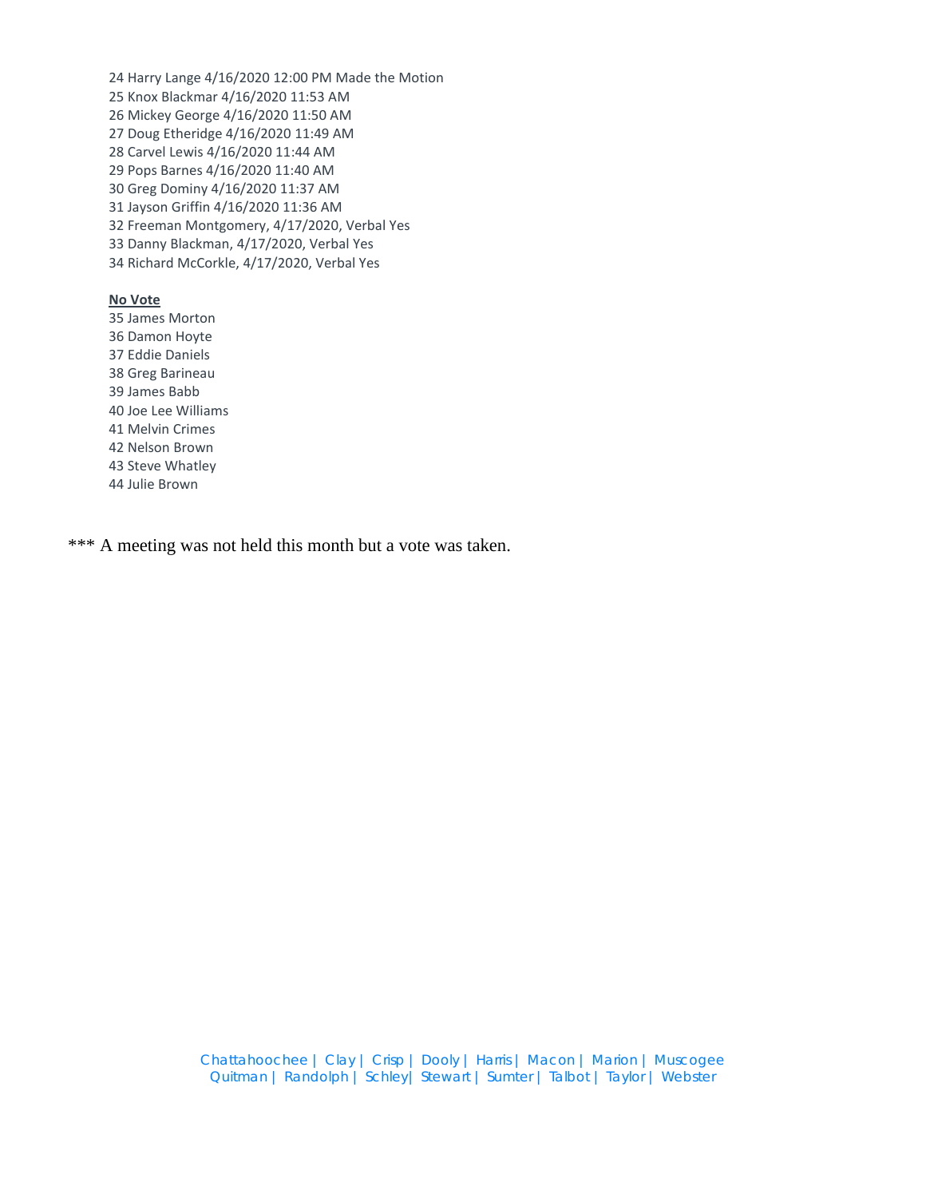24 Harry Lange 4/16/2020 12:00 PM Made the Motion
25 Knox Blackmar 4/16/2020 11:53 AM
26 Mickey George 4/16/2020 11:50 AM
27 Doug Etheridge 4/16/2020 11:49 AM
28 Carvel Lewis 4/16/2020 11:44 AM
29 Pops Barnes 4/16/2020 11:40 AM
30 Greg Dominy 4/16/2020 11:37 AM
31 Jayson Griffin 4/16/2020 11:36 AM
32 Freeman Montgomery, 4/17/2020, Verbal Yes
33 Danny Blackman, 4/17/2020, Verbal Yes
34 Richard McCorkle, 4/17/2020, Verbal Yes

**No Vote**

35 James Morton
36 Damon Hoyte
37 Eddie Daniels
38 Greg Barineau
39 James Babb
40 Joe Lee Williams
41 Melvin Crimes
42 Nelson Brown
43 Steve Whatley
44 Julie Brown

*** A meeting was not held this month but a vote was taken.

Chattahoochee | Clay | Crisp | Dooly | Harris | Macon | Marion | Muscogee
Quitman | Randolph | Schley| Stewart | Sumter | Talbot | Taylor | Webster